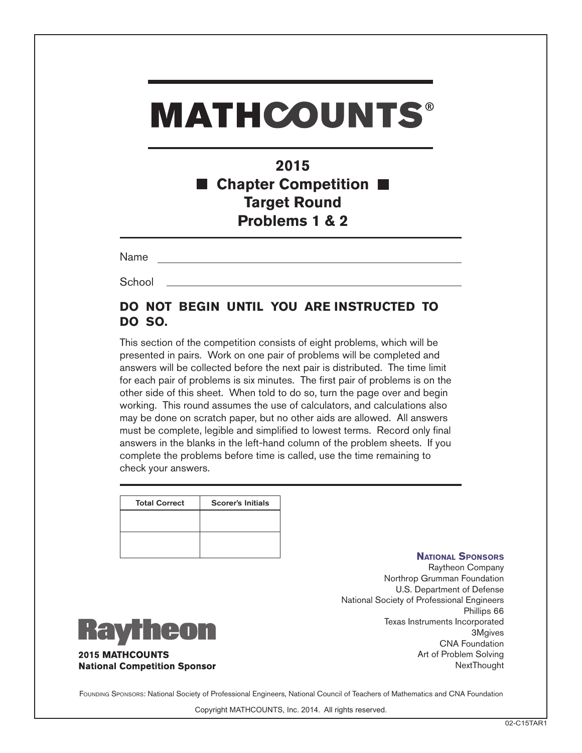# MATHCOUNTS®

## 2015
## ■ Chapter Competition ■
## Target Round
## Problems 1 & 2

Name ______________________________

School ______________________________

**DO NOT BEGIN UNTIL YOU ARE INSTRUCTED TO DO SO.**

This section of the competition consists of eight problems, which will be presented in pairs. Work on one pair of problems will be completed and answers will be collected before the next pair is distributed. The time limit for each pair of problems is six minutes. The first pair of problems is on the other side of this sheet. When told to do so, turn the page over and begin working. This round assumes the use of calculators, and calculations also may be done on scratch paper, but no other aids are allowed. All answers must be complete, legible and simplified to lowest terms. Record only final answers in the blanks in the left-hand column of the problem sheets. If you complete the problems before time is called, use the time remaining to check your answers.

| Total Correct | Scorer's Initials |
| --- | --- |
| | |
| | |

**NATIONAL SPONSORS**
Raytheon Company
Northrop Grumman Foundation
U.S. Department of Defense
National Society of Professional Engineers
Phillips 66
Texas Instruments Incorporated
3Mgives
CNA Foundation
Art of Problem Solving
NextThought

Raytheon

**2015 MATHCOUNTS National Competition Sponsor**

FOUNDING SPONSORS: National Society of Professional Engineers, National Council of Teachers of Mathematics and CNA Foundation

Copyright MATHCOUNTS, Inc. 2014. All rights reserved.

02-C15TAR1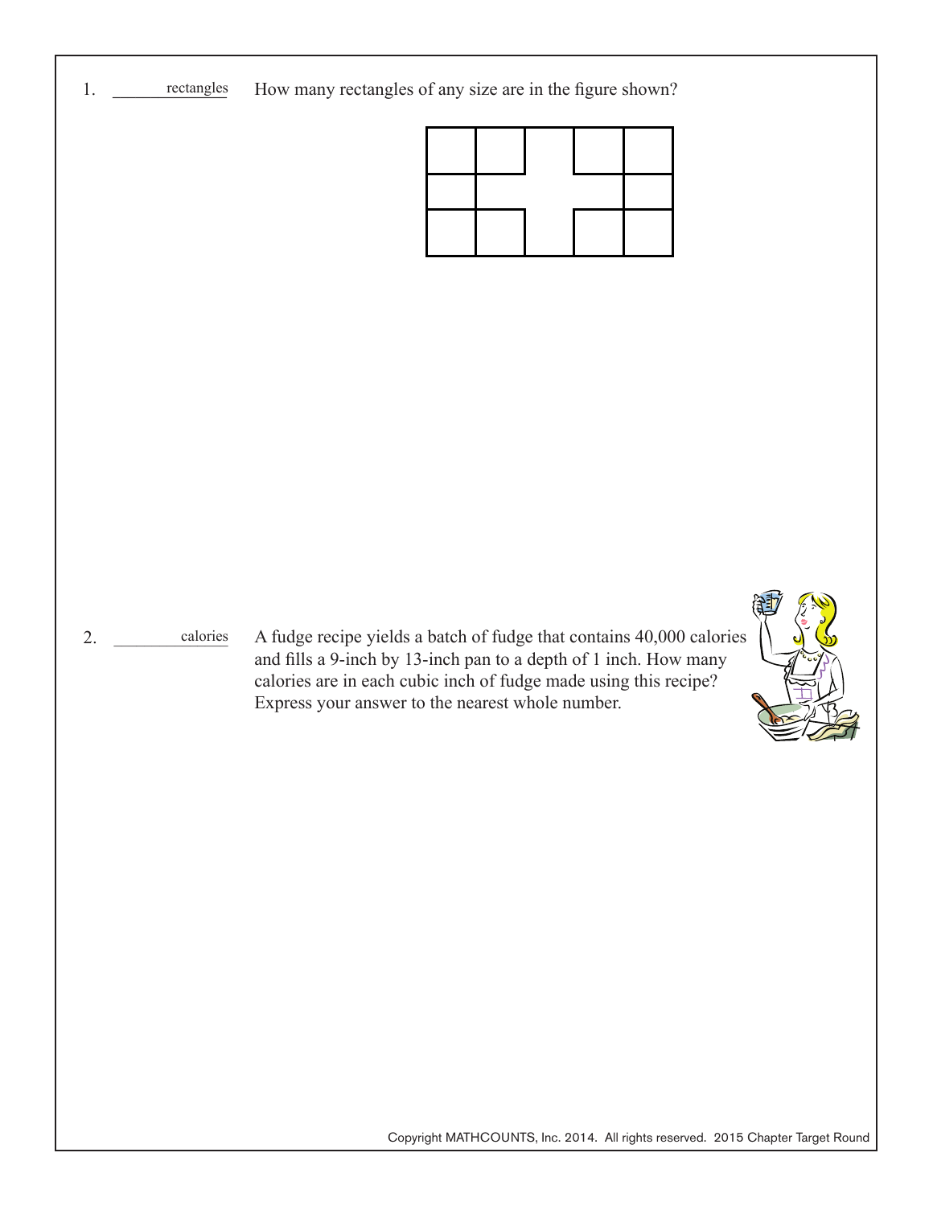1. ________ rectangles How many rectangles of any size are in the figure shown?

2. ________ calories A fudge recipe yields a batch of fudge that contains 40,000 calories and fills a 9-inch by 13-inch pan to a depth of 1 inch. How many calories are in each cubic inch of fudge made using this recipe? Express your answer to the nearest whole number.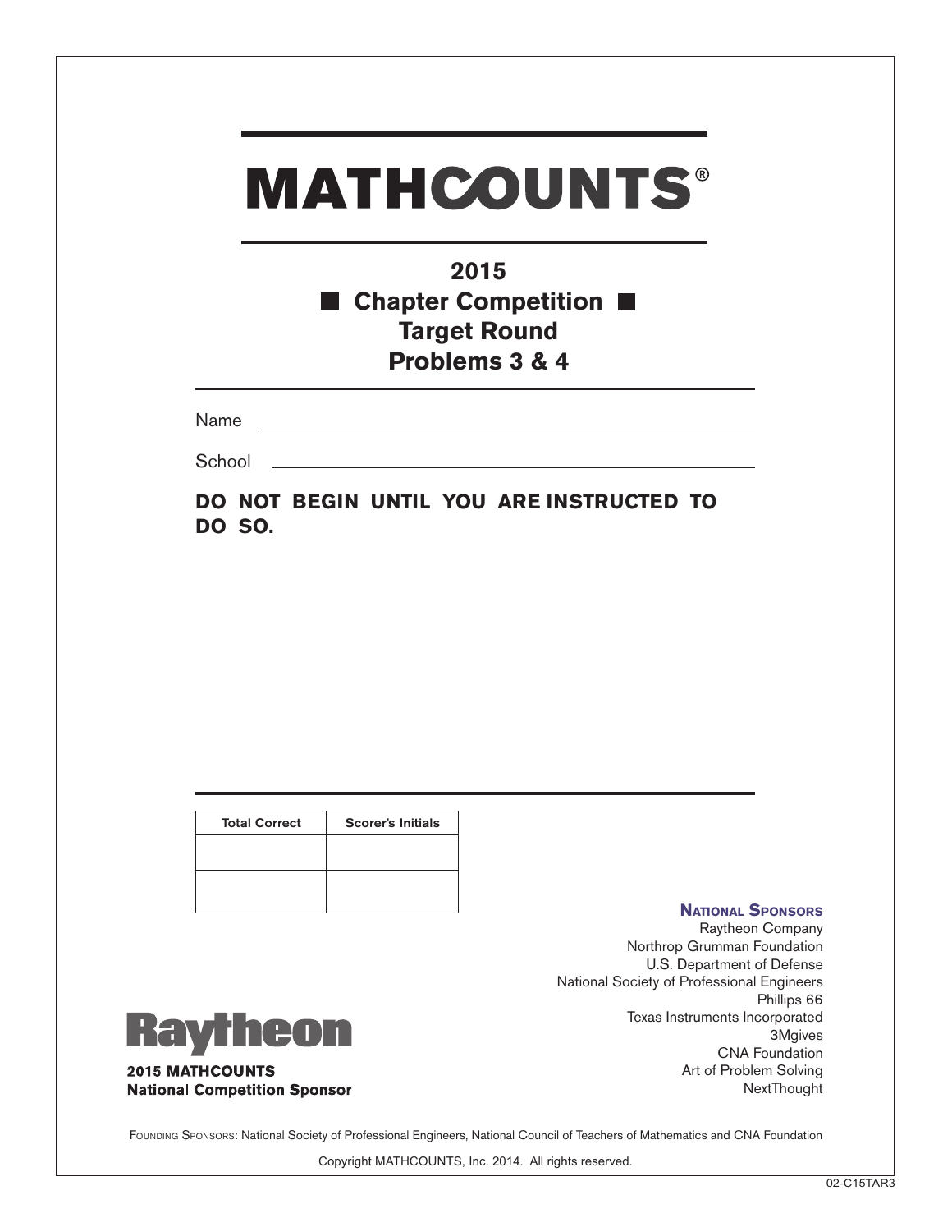# MATHCOUNTS®

## 2015
## ■ Chapter Competition ■
## Target Round
## Problems 3 & 4

Name ____________________________________________

School ___________________________________________

**DO NOT BEGIN UNTIL YOU ARE INSTRUCTED TO DO SO.**

| Total Correct | Scorer's Initials |
| --- | --- |
| | |
| | |

**NATIONAL SPONSORS**

Raytheon Company
Northrop Grumman Foundation
U.S. Department of Defense
National Society of Professional Engineers
Phillips 66
Texas Instruments Incorporated
3Mgives
CNA Foundation
Art of Problem Solving
NextThought

Raytheon

**2015 MATHCOUNTS**
**National Competition Sponsor**

FOUNDING SPONSORS: National Society of Professional Engineers, National Council of Teachers of Mathematics and CNA Foundation

Copyright MATHCOUNTS, Inc. 2014. All rights reserved.

02-C15TAR3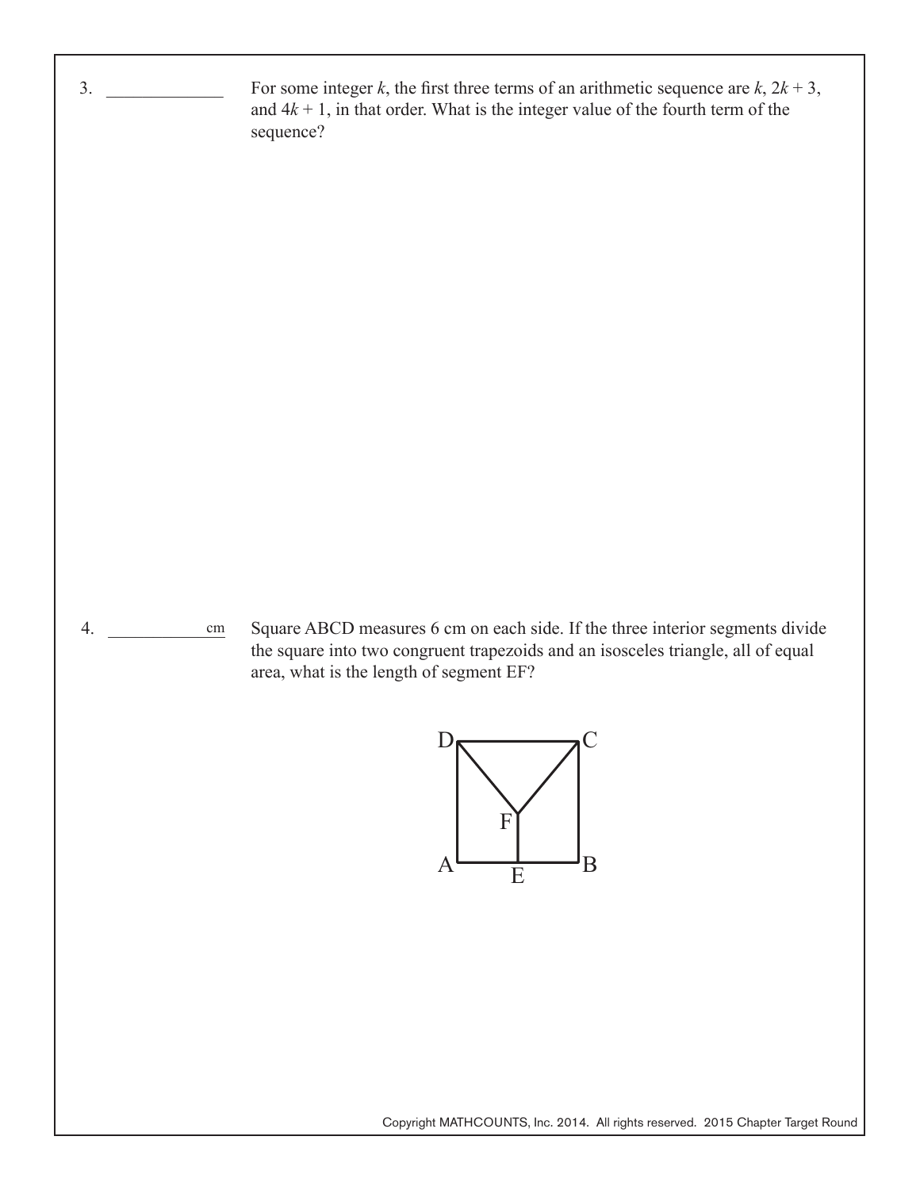3. _____________ For some integer $k$, the first three terms of an arithmetic sequence are $k$, $2k + 3$, and $4k + 1$, in that order. What is the integer value of the fourth term of the sequence?

4. _____________ cm Square ABCD measures 6 cm on each side. If the three interior segments divide the square into two congruent trapezoids and an isosceles triangle, all of equal area, what is the length of segment EF?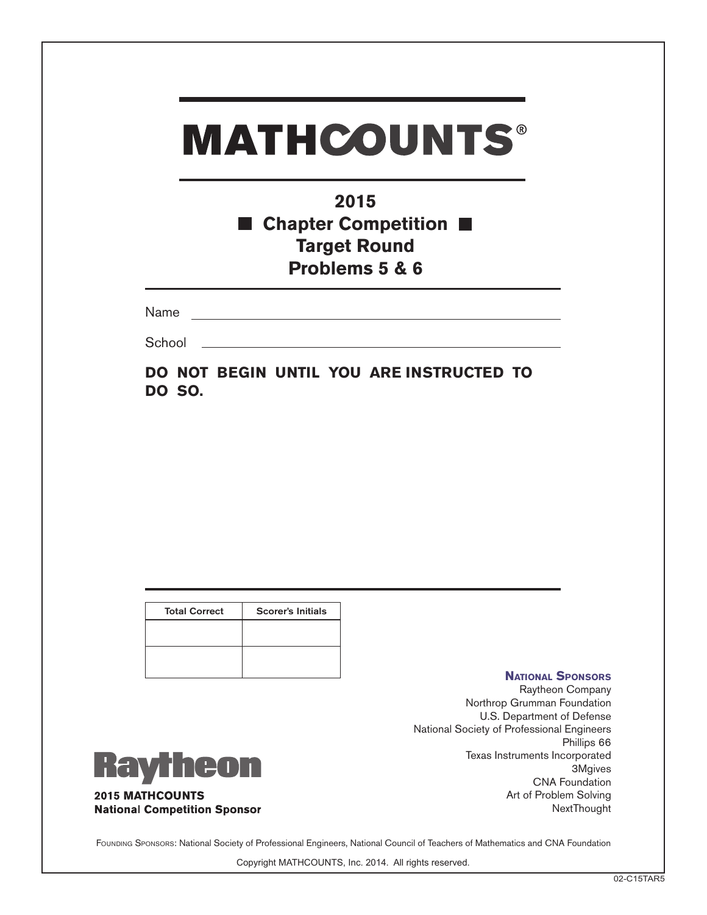# MATHCOUNTS®

## 2015
## ■ Chapter Competition ■
## Target Round
## Problems 5 & 6

Name ______________________________

School ______________________________

**DO NOT BEGIN UNTIL YOU ARE INSTRUCTED TO DO SO.**

| Total Correct | Scorer's Initials |
|---|---|
| | |
| | |

**National Sponsors**
Raytheon Company
Northrop Grumman Foundation
U.S. Department of Defense
National Society of Professional Engineers
Phillips 66
Texas Instruments Incorporated
3Mgives
CNA Foundation
Art of Problem Solving
NextThought

Raytheon

**2015 MATHCOUNTS**
**National Competition Sponsor**

Founding Sponsors: National Society of Professional Engineers, National Council of Teachers of Mathematics and CNA Foundation

Copyright MATHCOUNTS, Inc. 2014. All rights reserved.

02-C15TAR5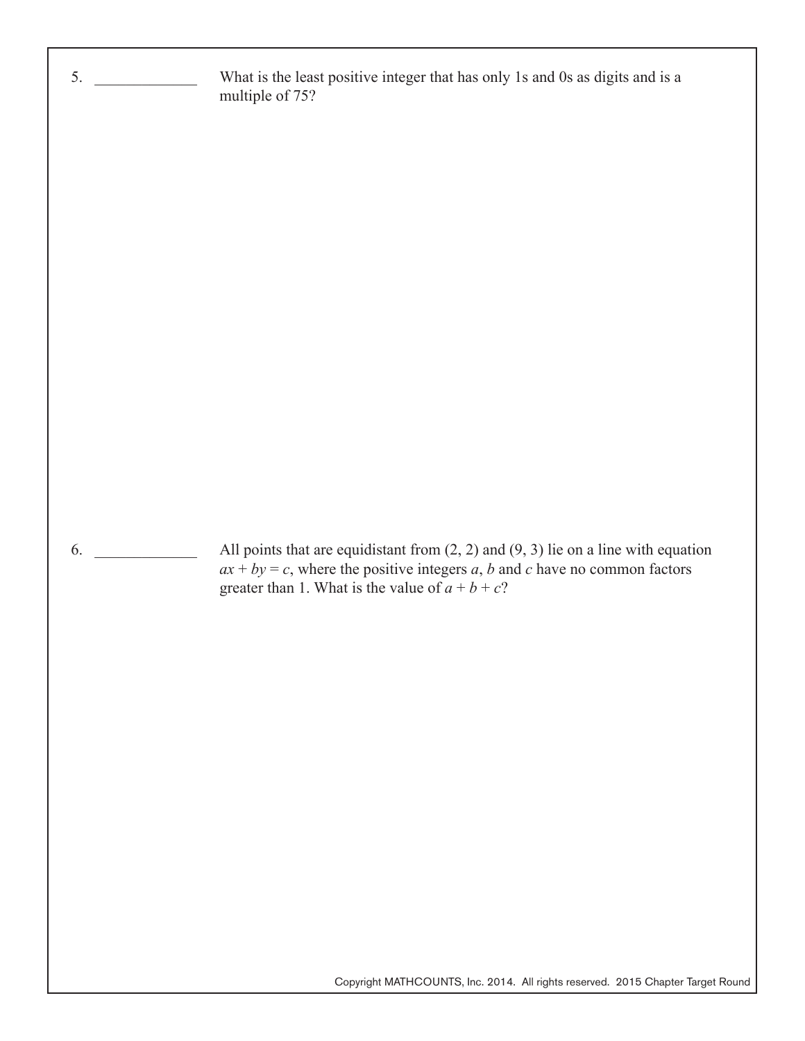5. _____________ What is the least positive integer that has only 1s and 0s as digits and is a multiple of 75?

6. _____________ All points that are equidistant from (2, 2) and (9, 3) lie on a line with equation $ax + by = c$, where the positive integers $a$, $b$ and $c$ have no common factors greater than 1. What is the value of $a + b + c$?

Copyright MATHCOUNTS, Inc. 2014. All rights reserved. 2015 Chapter Target Round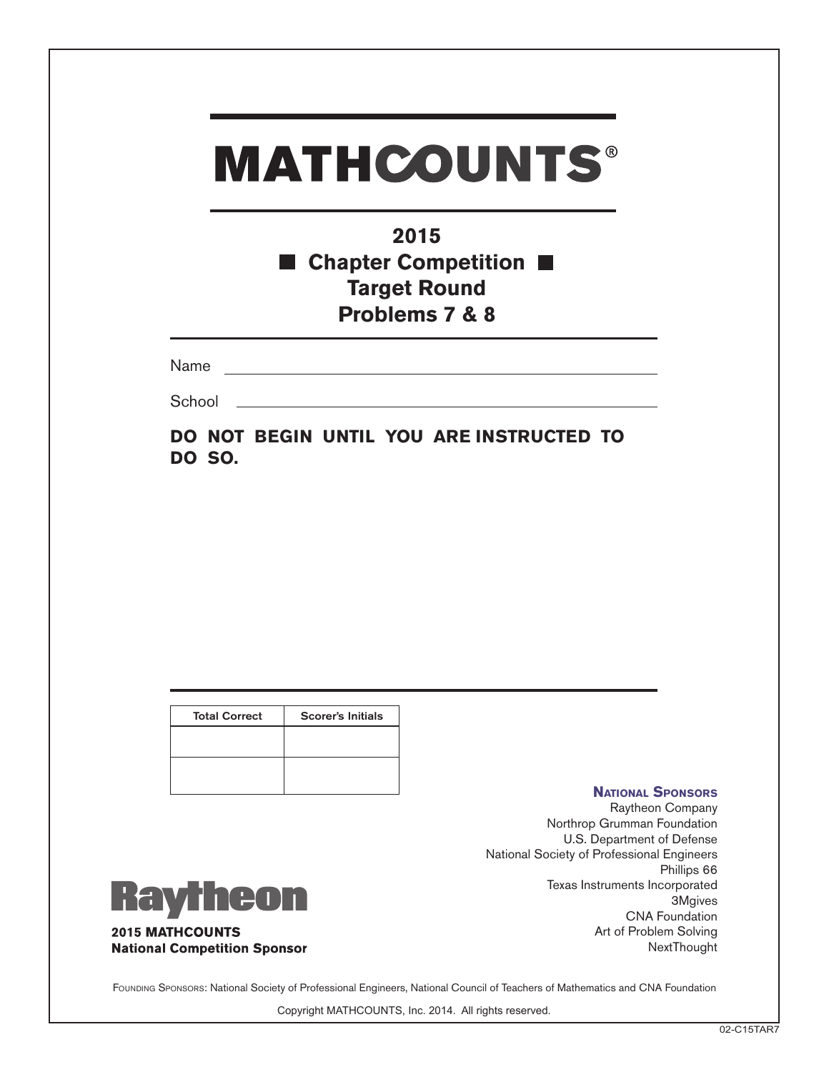# MATHCOUNTS®

## 2015
## ■ Chapter Competition ■
## Target Round
## Problems 7 & 8

Name ____________________________________________

School ____________________________________________

**DO NOT BEGIN UNTIL YOU ARE INSTRUCTED TO DO SO.**

| Total Correct | Scorer's Initials |
|---|---|
| | |
| | |

**2015 MATHCOUNTS National Competition Sponsor**

**National Sponsors**
Raytheon Company
Northrop Grumman Foundation
U.S. Department of Defense
National Society of Professional Engineers
Phillips 66
Texas Instruments Incorporated
3Mgives
CNA Foundation
Art of Problem Solving
NextThought

Founding Sponsors: National Society of Professional Engineers, National Council of Teachers of Mathematics and CNA Foundation

Copyright MATHCOUNTS, Inc. 2014. All rights reserved.

02-C15TAR7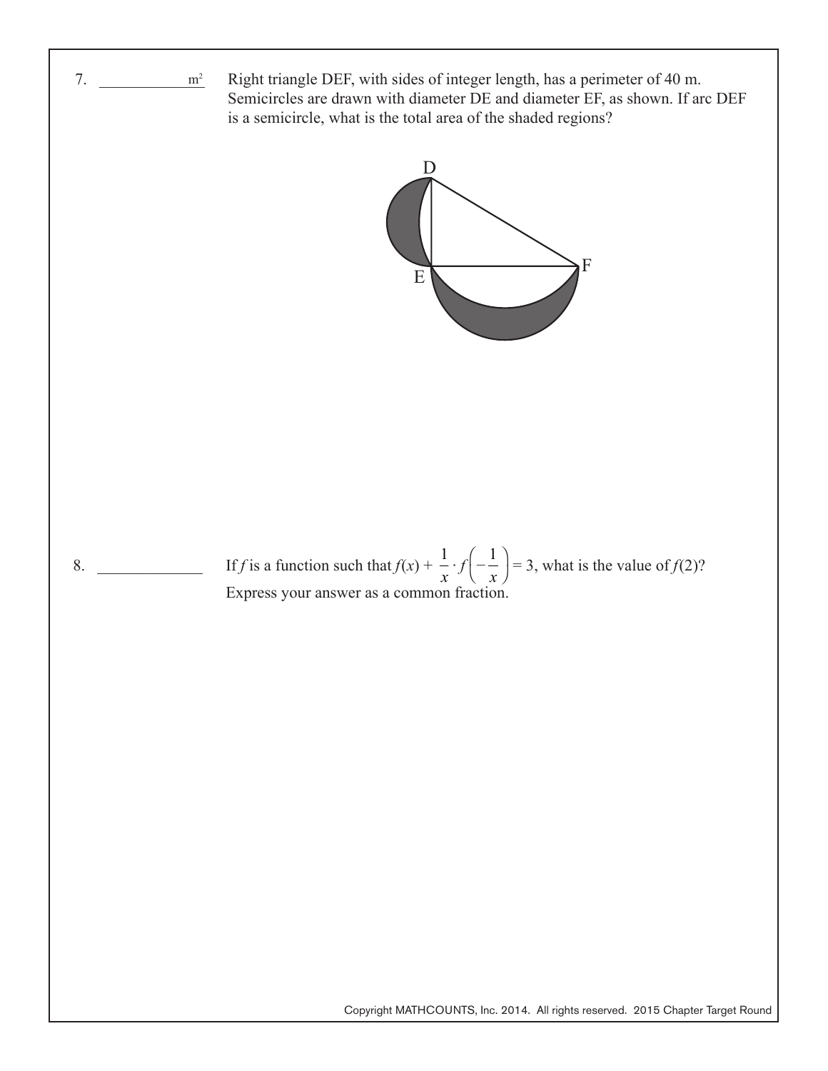7. ____________ $m^2$ Right triangle DEF, with sides of integer length, has a perimeter of 40 m. Semicircles are drawn with diameter DE and diameter EF, as shown. If arc DEF is a semicircle, what is the total area of the shaded regions?

D

E

F

8. ____________ If $f$ is a function such that $f(x) + \frac{1}{x} \cdot f\left(-\frac{1}{x}\right) = 3$, what is the value of $f(2)$? Express your answer as a common fraction.